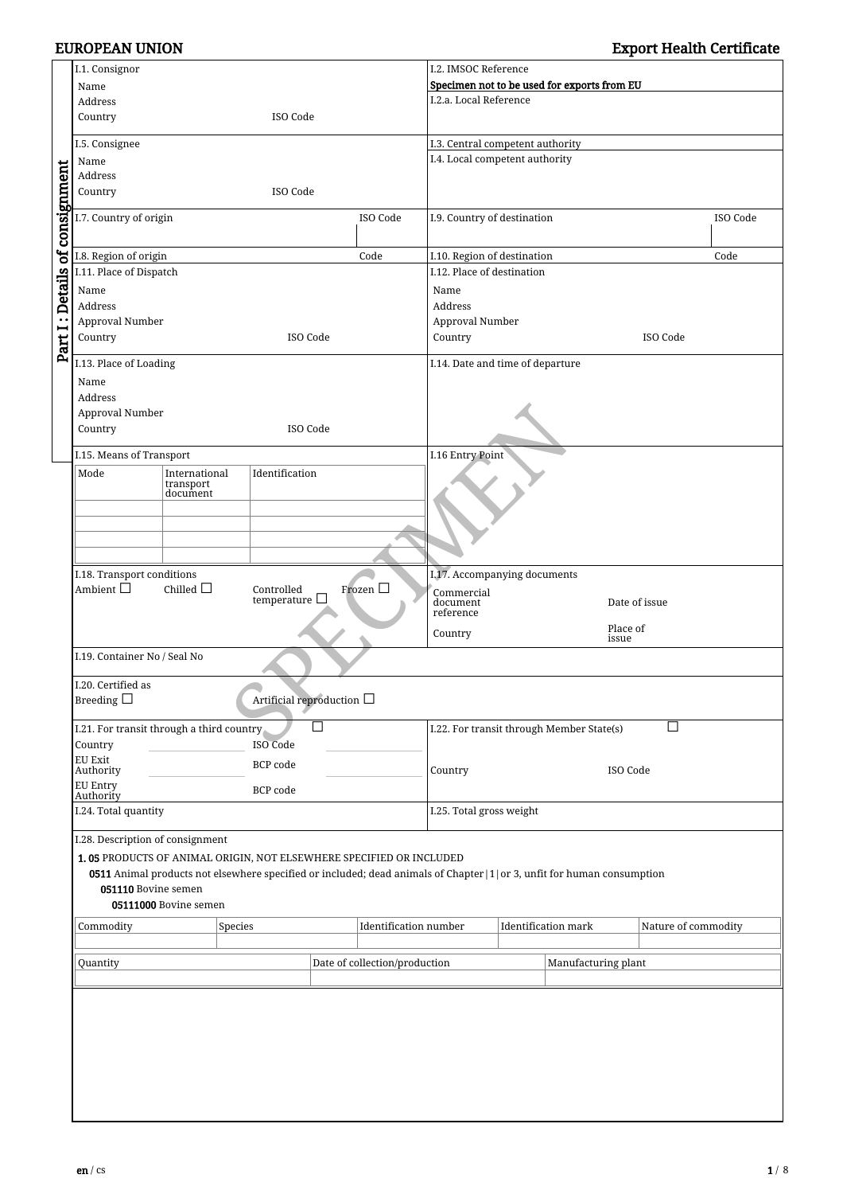# EUROPEAN UNION — Export Health Certificate

## Part I : Details of consignment

**I.1. Consignor**
Name
Address
Country ISO Code

**I.2. IMSOC Reference**
Specimen not to be used for exports from EU

**I.2.a. Local Reference**

**I.5. Consignee**
Name
Address
Country ISO Code

**I.3. Central competent authority**

**I.4. Local competent authority**

**I.7. Country of origin** ISO Code

**I.9. Country of destination** ISO Code

**I.8. Region of origin** Code

**I.10. Region of destination** Code

**I.11. Place of Dispatch**
Name
Address
Approval Number
Country ISO Code

**I.12. Place of destination**
Name
Address
Approval Number
Country ISO Code

**I.13. Place of Loading**
Name
Address
Approval Number
Country ISO Code

**I.14. Date and time of departure**

**I.15. Means of Transport**

| Mode | International transport document | Identification |
|---|---|---|
| | | |
| | | |
| | | |
| | | |

**I.16 Entry Point**

**I.18. Transport conditions**
Ambient ☐ Chilled ☐ Controlled temperature ☐ Frozen ☐

**I.17. Accompanying documents**
Commercial document reference — Date of issue
Country — Place of issue

**I.19. Container No / Seal No**

**I.20. Certified as**
Breeding ☐ Artificial reproduction ☐

**I.21. For transit through a third country** ☐
Country — ISO Code
EU Exit Authority — BCP code
EU Entry Authority — BCP code

**I.22. For transit through Member State(s)** ☐
Country — ISO Code

**I.24. Total quantity**

**I.25. Total gross weight**

**I.28. Description of consignment**

**1. 05** PRODUCTS OF ANIMAL ORIGIN, NOT ELSEWHERE SPECIFIED OR INCLUDED
- **0511** Animal products not elsewhere specified or included; dead animals of Chapter|1|or 3, unfit for human consumption
  - **051110** Bovine semen
    - **05111000** Bovine semen

| Commodity | Species | Identification number | Identification mark | Nature of commodity |
|---|---|---|---|---|
| | | | | |

| Quantity | Date of collection/production | Manufacturing plant |
|---|---|---|
| | | |

SPECIMEN

en / cs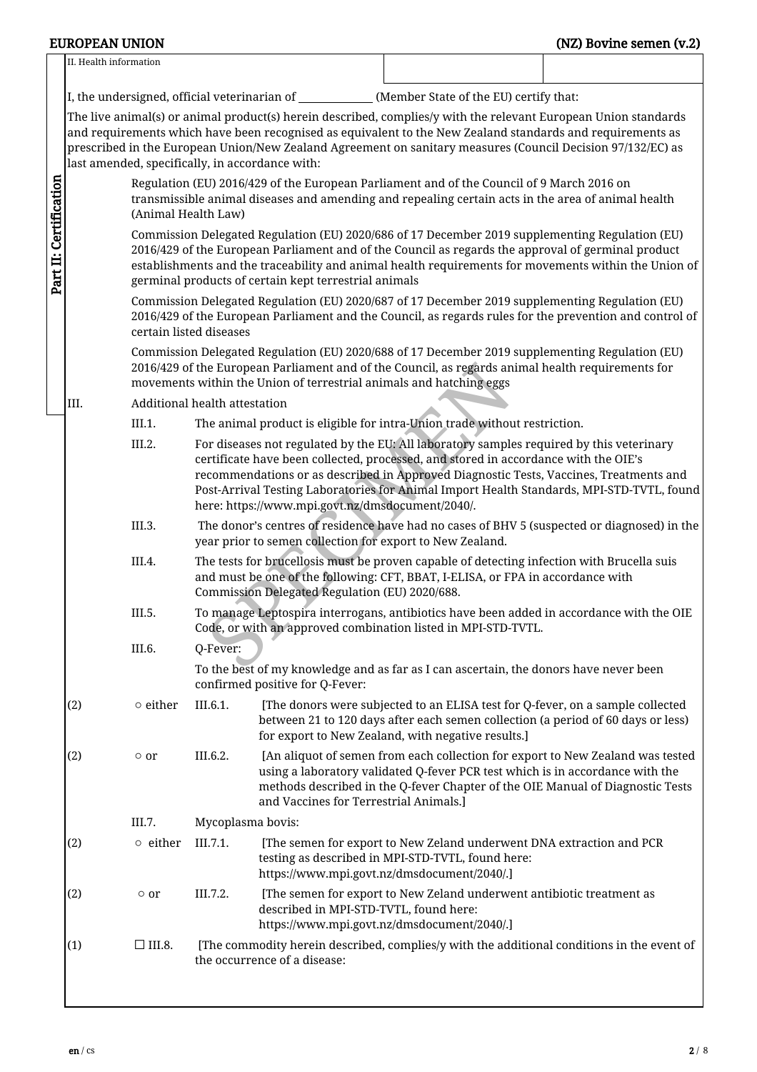II. Health information

**Part II: Certification**

I, the undersigned, official veterinarian of ______________ (Member State of the EU) certify that:

The live animal(s) or animal product(s) herein described, complies/y with the relevant European Union standards and requirements which have been recognised as equivalent to the New Zealand standards and requirements as prescribed in the European Union/New Zealand Agreement on sanitary measures (Council Decision 97/132/EC) as last amended, specifically, in accordance with:

Regulation (EU) 2016/429 of the European Parliament and of the Council of 9 March 2016 on transmissible animal diseases and amending and repealing certain acts in the area of animal health (Animal Health Law)

Commission Delegated Regulation (EU) 2020/686 of 17 December 2019 supplementing Regulation (EU) 2016/429 of the European Parliament and of the Council as regards the approval of germinal product establishments and the traceability and animal health requirements for movements within the Union of germinal products of certain kept terrestrial animals

Commission Delegated Regulation (EU) 2020/687 of 17 December 2019 supplementing Regulation (EU) 2016/429 of the European Parliament and the Council, as regards rules for the prevention and control of certain listed diseases

Commission Delegated Regulation (EU) 2020/688 of 17 December 2019 supplementing Regulation (EU) 2016/429 of the European Parliament and of the Council, as regards animal health requirements for movements within the Union of terrestrial animals and hatching eggs

III. Additional health attestation

III.1. The animal product is eligible for intra-Union trade without restriction.

III.2. For diseases not regulated by the EU: All laboratory samples required by this veterinary certificate have been collected, processed, and stored in accordance with the OIE's recommendations or as described in Approved Diagnostic Tests, Vaccines, Treatments and Post-Arrival Testing Laboratories for Animal Import Health Standards, MPI-STD-TVTL, found here: https://www.mpi.govt.nz/dmsdocument/2040/.

III.3. The donor's centres of residence have had no cases of BHV 5 (suspected or diagnosed) in the year prior to semen collection for export to New Zealand.

III.4. The tests for brucellosis must be proven capable of detecting infection with Brucella suis and must be one of the following: CFT, BBAT, I-ELISA, or FPA in accordance with Commission Delegated Regulation (EU) 2020/688.

III.5. To manage Leptospira interrogans, antibiotics have been added in accordance with the OIE Code, or with an approved combination listed in MPI-STD-TVTL.

III.6. Q-Fever:

To the best of my knowledge and as far as I can ascertain, the donors have never been confirmed positive for Q-Fever:

(2) ○ either III.6.1. [The donors were subjected to an ELISA test for Q-fever, on a sample collected between 21 to 120 days after each semen collection (a period of 60 days or less) for export to New Zealand, with negative results.]

(2) ○ or III.6.2. [An aliquot of semen from each collection for export to New Zealand was tested using a laboratory validated Q-fever PCR test which is in accordance with the methods described in the Q-fever Chapter of the OIE Manual of Diagnostic Tests and Vaccines for Terrestrial Animals.]

III.7. Mycoplasma bovis:

(2) ○ either III.7.1. [The semen for export to New Zeland underwent DNA extraction and PCR testing as described in MPI-STD-TVTL, found here: https://www.mpi.govt.nz/dmsdocument/2040/.]

(2) ○ or III.7.2. [The semen for export to New Zeland underwent antibiotic treatment as described in MPI-STD-TVTL, found here: https://www.mpi.govt.nz/dmsdocument/2040/.]

(1) ☐ III.8. [The commodity herein described, complies/y with the additional conditions in the event of the occurrence of a disease: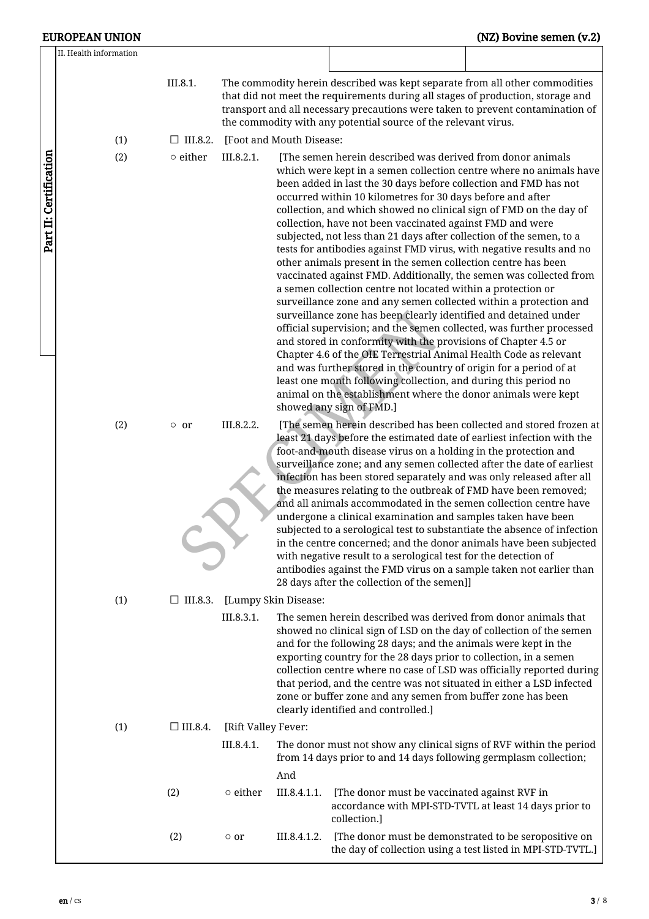II. Health information

III.8.1. The commodity herein described was kept separate from all other commodities that did not meet the requirements during all stages of production, storage and transport and all necessary precautions were taken to prevent contamination of the commodity with any potential source of the relevant virus.

(1) ☐ III.8.2. [Foot and Mouth Disease:

(2) ○ either III.8.2.1. [The semen herein described was derived from donor animals which were kept in a semen collection centre where no animals have been added in last the 30 days before collection and FMD has not occurred within 10 kilometres for 30 days before and after collection, and which showed no clinical sign of FMD on the day of collection, have not been vaccinated against FMD and were subjected, not less than 21 days after collection of the semen, to a tests for antibodies against FMD virus, with negative results and no other animals present in the semen collection centre has been vaccinated against FMD. Additionally, the semen was collected from a semen collection centre not located within a protection or surveillance zone and any semen collected within a protection and surveillance zone has been clearly identified and detained under official supervision; and the semen collected, was further processed and stored in conformity with the provisions of Chapter 4.5 or Chapter 4.6 of the OIE Terrestrial Animal Health Code as relevant and was further stored in the country of origin for a period of at least one month following collection, and during this period no animal on the establishment where the donor animals were kept showed any sign of FMD.]

(2) ○ or III.8.2.2. [The semen herein described has been collected and stored frozen at least 21 days before the estimated date of earliest infection with the foot-and-mouth disease virus on a holding in the protection and surveillance zone; and any semen collected after the date of earliest infection has been stored separately and was only released after all the measures relating to the outbreak of FMD have been removed; and all animals accommodated in the semen collection centre have undergone a clinical examination and samples taken have been subjected to a serological test to substantiate the absence of infection in the centre concerned; and the donor animals have been subjected with negative result to a serological test for the detection of antibodies against the FMD virus on a sample taken not earlier than 28 days after the collection of the semen]]

(1) ☐ III.8.3. [Lumpy Skin Disease:

III.8.3.1. The semen herein described was derived from donor animals that showed no clinical sign of LSD on the day of collection of the semen and for the following 28 days; and the animals were kept in the exporting country for the 28 days prior to collection, in a semen collection centre where no case of LSD was officially reported during that period, and the centre was not situated in either a LSD infected zone or buffer zone and any semen from buffer zone has been clearly identified and controlled.]

(1) ☐ III.8.4. [Rift Valley Fever:

III.8.4.1. The donor must not show any clinical signs of RVF within the period from 14 days prior to and 14 days following germplasm collection;

And

(2) ○ either III.8.4.1.1. [The donor must be vaccinated against RVF in accordance with MPI-STD-TVTL at least 14 days prior to collection.]

(2) ○ or III.8.4.1.2. [The donor must be demonstrated to be seropositive on the day of collection using a test listed in MPI-STD-TVTL.]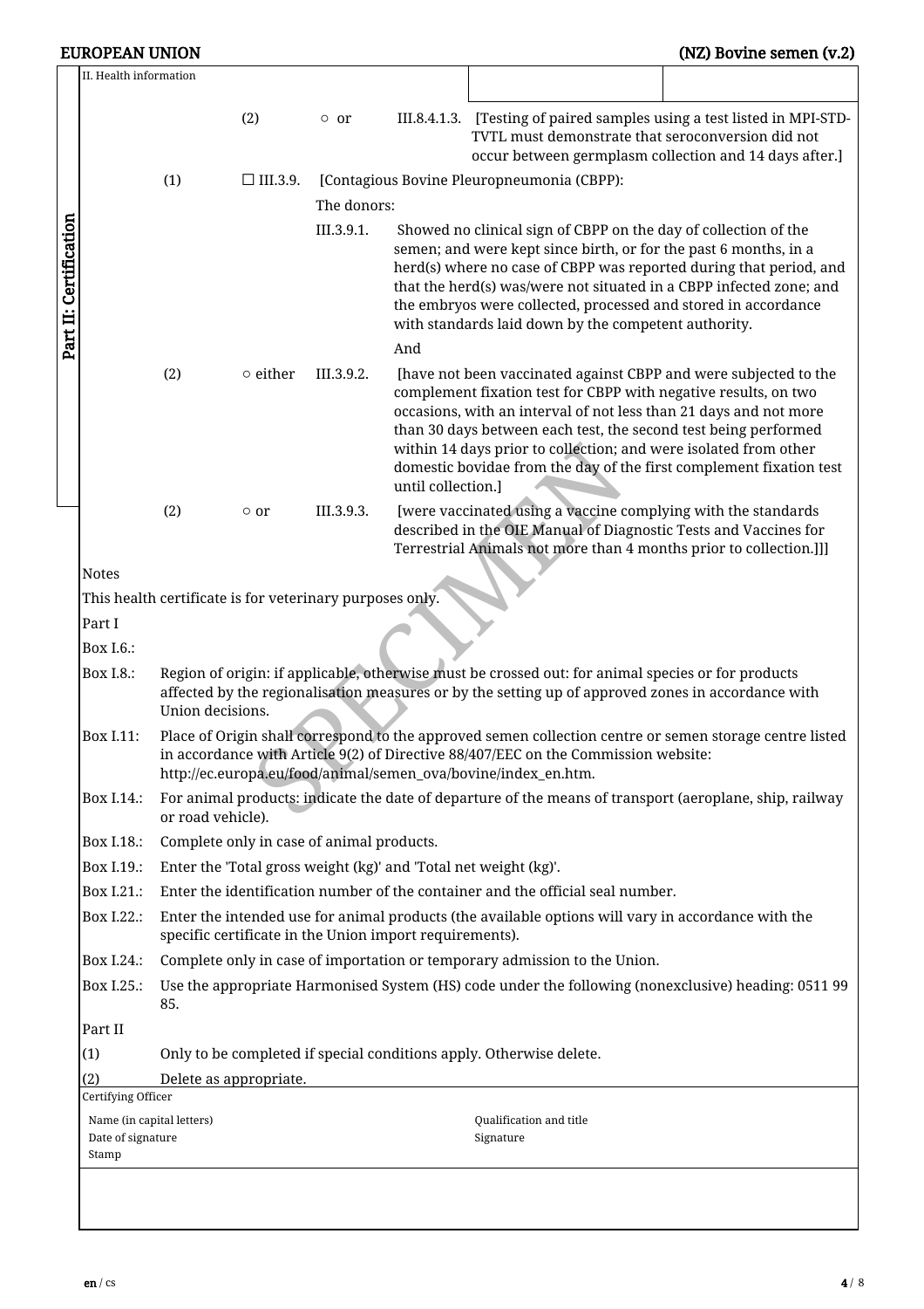II. Health information

(2) ○ or III.8.4.1.3. [Testing of paired samples using a test listed in MPI-STD-TVTL must demonstrate that seroconversion did not occur between germplasm collection and 14 days after.]

(1) ☐ III.3.9. [Contagious Bovine Pleuropneumonia (CBPP):

The donors:

III.3.9.1. Showed no clinical sign of CBPP on the day of collection of the semen; and were kept since birth, or for the past 6 months, in a herd(s) where no case of CBPP was reported during that period, and that the herd(s) was/were not situated in a CBPP infected zone; and the embryos were collected, processed and stored in accordance with standards laid down by the competent authority.

And

(2) ○ either III.3.9.2. [have not been vaccinated against CBPP and were subjected to the complement fixation test for CBPP with negative results, on two occasions, with an interval of not less than 21 days and not more than 30 days between each test, the second test being performed within 14 days prior to collection; and were isolated from other domestic bovidae from the day of the first complement fixation test until collection.]

(2) ○ or III.3.9.3. [were vaccinated using a vaccine complying with the standards described in the OIE Manual of Diagnostic Tests and Vaccines for Terrestrial Animals not more than 4 months prior to collection.]]]

Notes

This health certificate is for veterinary purposes only.

Part I

Box I.6.:

Box I.8.: Region of origin: if applicable, otherwise must be crossed out: for animal species or for products affected by the regionalisation measures or by the setting up of approved zones in accordance with Union decisions.

Box I.11: Place of Origin shall correspond to the approved semen collection centre or semen storage centre listed in accordance with Article 9(2) of Directive 88/407/EEC on the Commission website: http://ec.europa.eu/food/animal/semen_ova/bovine/index_en.htm.

Box I.14.: For animal products: indicate the date of departure of the means of transport (aeroplane, ship, railway or road vehicle).

Box I.18.: Complete only in case of animal products.

Box I.19.: Enter the 'Total gross weight (kg)' and 'Total net weight (kg)'.

Box I.21.: Enter the identification number of the container and the official seal number.

Box I.22.: Enter the intended use for animal products (the available options will vary in accordance with the specific certificate in the Union import requirements).

Box I.24.: Complete only in case of importation or temporary admission to the Union.

Box I.25.: Use the appropriate Harmonised System (HS) code under the following (nonexclusive) heading: 0511 99 85.

Part II

(1) Only to be completed if special conditions apply. Otherwise delete.

(2) Delete as appropriate.

Certifying Officer

Name (in capital letters) Qualification and title

Date of signature Signature

Stamp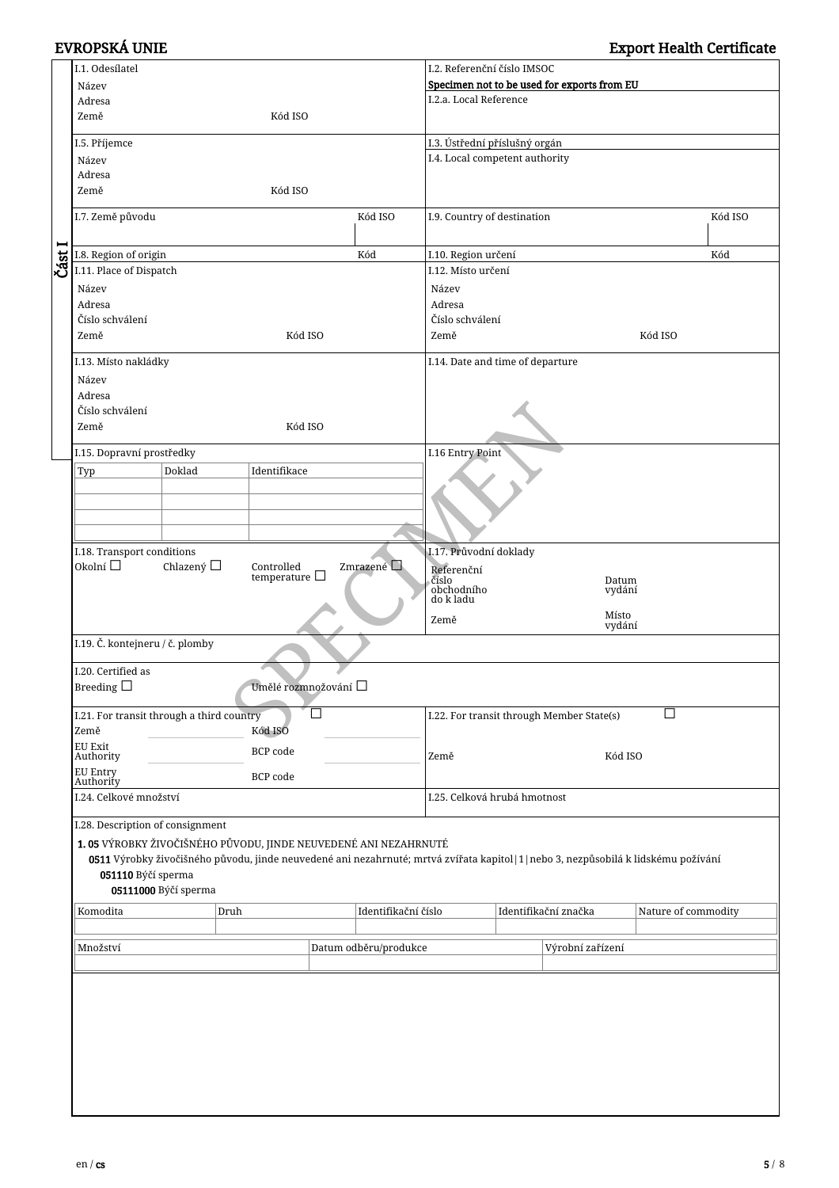**EVROPSKÁ UNIE** | **Export Health Certificate**

**Část I**

| | |
|---|---|
| I.1. Odesílatel<br>Název<br>Adresa<br>Země Kód ISO | I.2. Referenční číslo IMSOC<br>Specimen not to be used for exports from EU<br>I.2.a. Local Reference |
| I.5. Příjemce<br>Název<br>Adresa<br>Země Kód ISO | I.3. Ústřední příslušný orgán<br>I.4. Local competent authority |
| I.7. Země původu Kód ISO | I.9. Country of destination Kód ISO |
| I.8. Region of origin Kód | I.10. Region určení Kód |
| I.11. Place of Dispatch<br>Název<br>Adresa<br>Číslo schválení<br>Země Kód ISO | I.12. Místo určení<br>Název<br>Adresa<br>Číslo schválení<br>Země Kód ISO |
| I.13. Místo nakládky<br>Název<br>Adresa<br>Číslo schválení<br>Země Kód ISO | I.14. Date and time of departure |
| I.15. Dopravní prostředky | I.16 Entry Point |

| Typ | Doklad | Identifikace |
|---|---|---|
| | | |
| | | |
| | | |
| | | |

| | |
|---|---|
| I.18. Transport conditions<br>Okolní ☐ Chlazený ☐ Controlled temperature ☐ Zmrazené ☐ | I.17. Průvodní doklady<br>Referenční číslo obchodního do k ladu Datum vydání<br>Země Místo vydání |
| I.19. Č. kontejneru / č. plomby | |
| I.20. Certified as<br>Breeding ☐ Umělé rozmnožování ☐ | |
| I.21. For transit through a third country ☐<br>Země Kód ISO<br>EU Exit Authority BCP code<br>EU Entry Authority BCP code | I.22. For transit through Member State(s) ☐<br>Země Kód ISO |
| I.24. Celkové množství | I.25. Celková hrubá hmotnost |

I.28. Description of consignment

**1. 05** VÝROBKY ŽIVOČIŠNÉHO PŮVODU, JINDE NEUVEDENÉ ANI NEZAHRNUTÉ

**0511** Výrobky živočišného původu, jinde neuvedené ani nezahrnuté; mrtvá zvířata kapitol|1|nebo 3, nezpůsobilá k lidskému požívání

**051110** Býčí sperma

**05111000** Býčí sperma

| Komodita | Druh | Identifikační číslo | Identifikační značka | Nature of commodity |
|---|---|---|---|---|
| | | | | |

| Množství | Datum odběru/produkce | Výrobní zařízení |
|---|---|---|
| | | |

SPECIMEN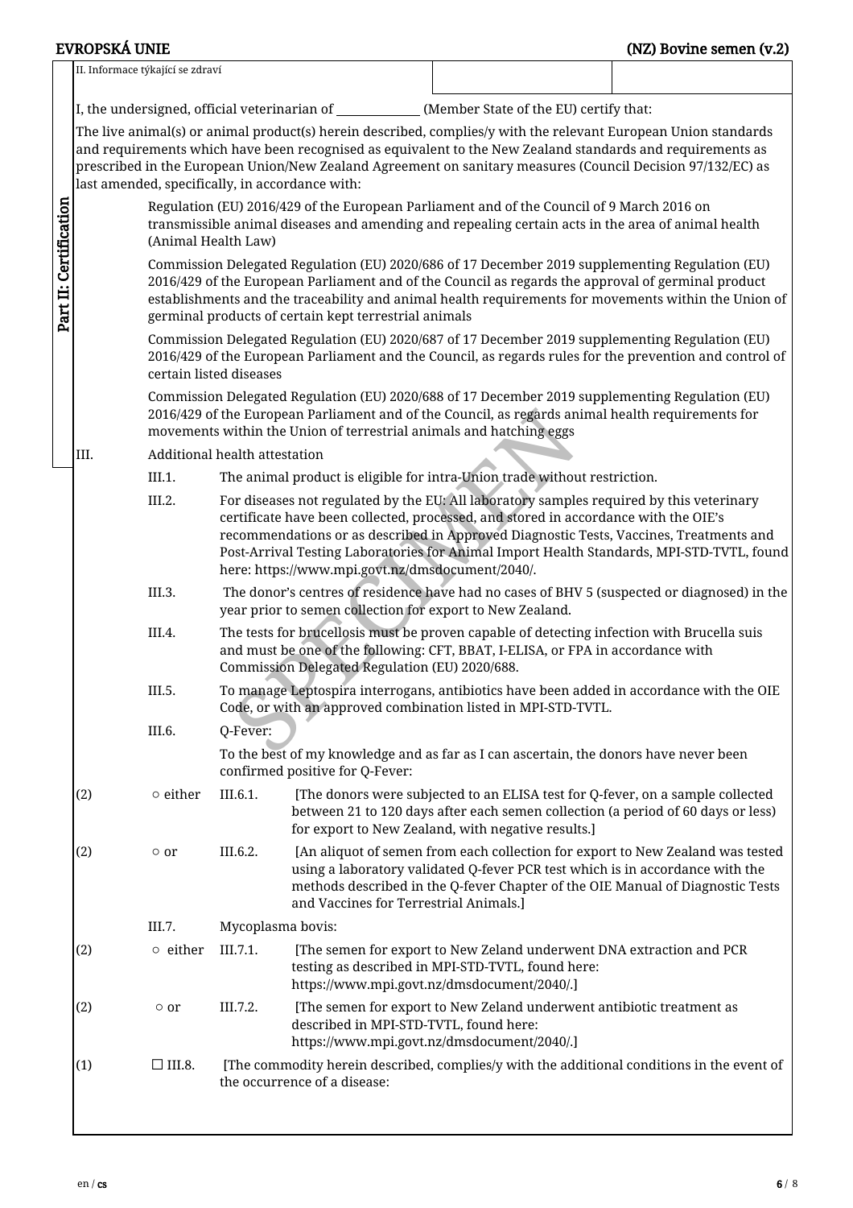II. Informace týkající se zdraví

I, the undersigned, official veterinarian of ______________ (Member State of the EU) certify that:

The live animal(s) or animal product(s) herein described, complies/y with the relevant European Union standards and requirements which have been recognised as equivalent to the New Zealand standards and requirements as prescribed in the European Union/New Zealand Agreement on sanitary measures (Council Decision 97/132/EC) as last amended, specifically, in accordance with:

Regulation (EU) 2016/429 of the European Parliament and of the Council of 9 March 2016 on transmissible animal diseases and amending and repealing certain acts in the area of animal health (Animal Health Law)

Commission Delegated Regulation (EU) 2020/686 of 17 December 2019 supplementing Regulation (EU) 2016/429 of the European Parliament and of the Council as regards the approval of germinal product establishments and the traceability and animal health requirements for movements within the Union of germinal products of certain kept terrestrial animals

Commission Delegated Regulation (EU) 2020/687 of 17 December 2019 supplementing Regulation (EU) 2016/429 of the European Parliament and the Council, as regards rules for the prevention and control of certain listed diseases

Commission Delegated Regulation (EU) 2020/688 of 17 December 2019 supplementing Regulation (EU) 2016/429 of the European Parliament and of the Council, as regards animal health requirements for movements within the Union of terrestrial animals and hatching eggs

III. Additional health attestation

III.1. The animal product is eligible for intra-Union trade without restriction.

III.2. For diseases not regulated by the EU: All laboratory samples required by this veterinary certificate have been collected, processed, and stored in accordance with the OIE's recommendations or as described in Approved Diagnostic Tests, Vaccines, Treatments and Post-Arrival Testing Laboratories for Animal Import Health Standards, MPI-STD-TVTL, found here: https://www.mpi.govt.nz/dmsdocument/2040/.

III.3. The donor's centres of residence have had no cases of BHV 5 (suspected or diagnosed) in the year prior to semen collection for export to New Zealand.

III.4. The tests for brucellosis must be proven capable of detecting infection with Brucella suis and must be one of the following: CFT, BBAT, I-ELISA, or FPA in accordance with Commission Delegated Regulation (EU) 2020/688.

III.5. To manage Leptospira interrogans, antibiotics have been added in accordance with the OIE Code, or with an approved combination listed in MPI-STD-TVTL.

III.6. Q-Fever:

To the best of my knowledge and as far as I can ascertain, the donors have never been confirmed positive for Q-Fever:

(2) ○ either III.6.1. [The donors were subjected to an ELISA test for Q-fever, on a sample collected between 21 to 120 days after each semen collection (a period of 60 days or less) for export to New Zealand, with negative results.]

(2) ○ or III.6.2. [An aliquot of semen from each collection for export to New Zealand was tested using a laboratory validated Q-fever PCR test which is in accordance with the methods described in the Q-fever Chapter of the OIE Manual of Diagnostic Tests and Vaccines for Terrestrial Animals.]

III.7. Mycoplasma bovis:

(2) ○ either III.7.1. [The semen for export to New Zeland underwent DNA extraction and PCR testing as described in MPI-STD-TVTL, found here: https://www.mpi.govt.nz/dmsdocument/2040/.]

(2) ○ or III.7.2. [The semen for export to New Zeland underwent antibiotic treatment as described in MPI-STD-TVTL, found here: https://www.mpi.govt.nz/dmsdocument/2040/.]

(1) ☐ III.8. [The commodity herein described, complies/y with the additional conditions in the event of the occurrence of a disease: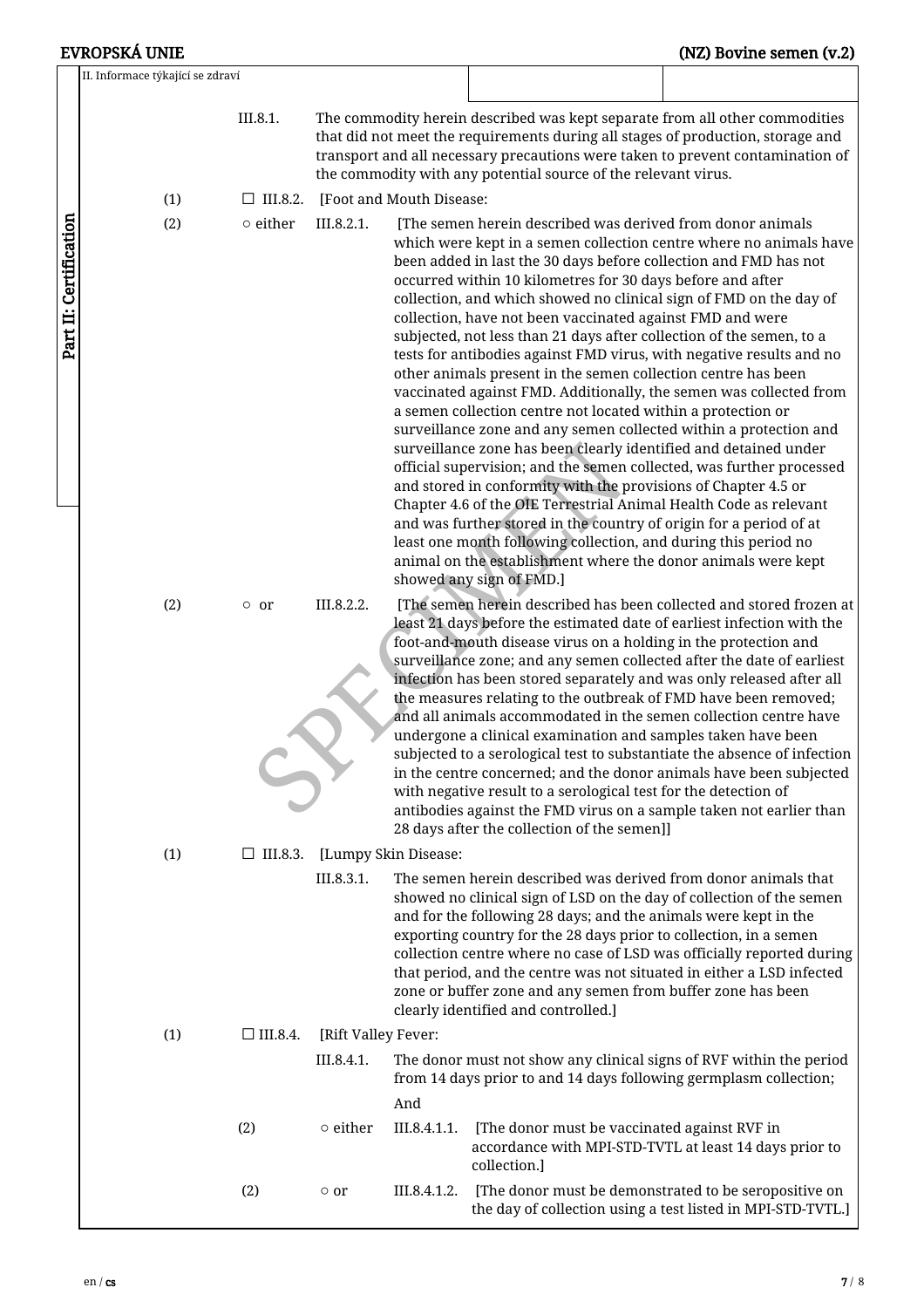II. Informace týkající se zdraví

Part II: Certification

III.8.1. The commodity herein described was kept separate from all other commodities that did not meet the requirements during all stages of production, storage and transport and all necessary precautions were taken to prevent contamination of the commodity with any potential source of the relevant virus.

(1) ☐ III.8.2. [Foot and Mouth Disease:

(2) ○ either III.8.2.1. [The semen herein described was derived from donor animals which were kept in a semen collection centre where no animals have been added in last the 30 days before collection and FMD has not occurred within 10 kilometres for 30 days before and after collection, and which showed no clinical sign of FMD on the day of collection, have not been vaccinated against FMD and were subjected, not less than 21 days after collection of the semen, to a tests for antibodies against FMD virus, with negative results and no other animals present in the semen collection centre has been vaccinated against FMD. Additionally, the semen was collected from a semen collection centre not located within a protection or surveillance zone and any semen collected within a protection and surveillance zone has been clearly identified and detained under official supervision; and the semen collected, was further processed and stored in conformity with the provisions of Chapter 4.5 or Chapter 4.6 of the OIE Terrestrial Animal Health Code as relevant and was further stored in the country of origin for a period of at least one month following collection, and during this period no animal on the establishment where the donor animals were kept showed any sign of FMD.]

(2) ○ or III.8.2.2. [The semen herein described has been collected and stored frozen at least 21 days before the estimated date of earliest infection with the foot-and-mouth disease virus on a holding in the protection and surveillance zone; and any semen collected after the date of earliest infection has been stored separately and was only released after all the measures relating to the outbreak of FMD have been removed; and all animals accommodated in the semen collection centre have undergone a clinical examination and samples taken have been subjected to a serological test to substantiate the absence of infection in the centre concerned; and the donor animals have been subjected with negative result to a serological test for the detection of antibodies against the FMD virus on a sample taken not earlier than 28 days after the collection of the semen]]

(1) ☐ III.8.3. [Lumpy Skin Disease:

III.8.3.1. The semen herein described was derived from donor animals that showed no clinical sign of LSD on the day of collection of the semen and for the following 28 days; and the animals were kept in the exporting country for the 28 days prior to collection, in a semen collection centre where no case of LSD was officially reported during that period, and the centre was not situated in either a LSD infected zone or buffer zone and any semen from buffer zone has been clearly identified and controlled.]

(1) ☐ III.8.4. [Rift Valley Fever:

III.8.4.1. The donor must not show any clinical signs of RVF within the period from 14 days prior to and 14 days following germplasm collection;

And

(2) ○ either III.8.4.1.1. [The donor must be vaccinated against RVF in accordance with MPI-STD-TVTL at least 14 days prior to collection.]

(2) ○ or III.8.4.1.2. [The donor must be demonstrated to be seropositive on the day of collection using a test listed in MPI-STD-TVTL.]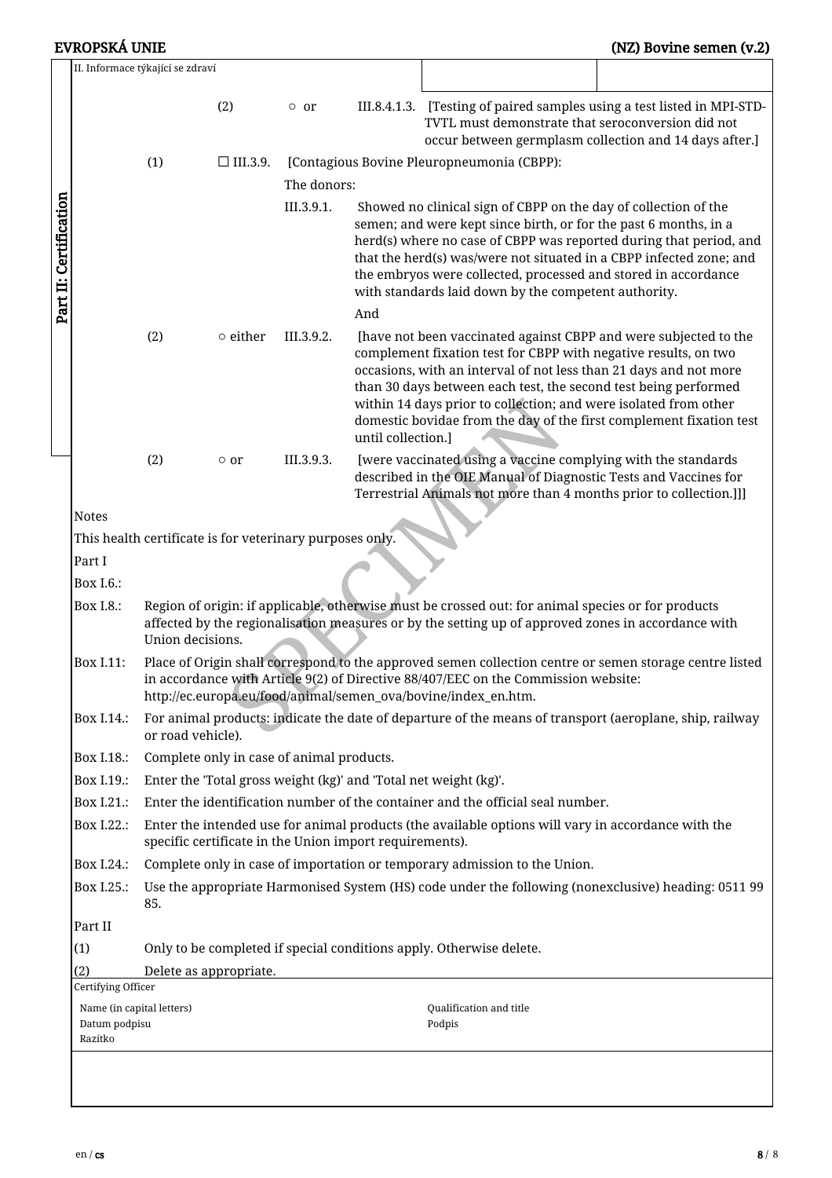II. Informace týkající se zdraví

Part II: Certification

(2) ○ or III.8.4.1.3. [Testing of paired samples using a test listed in MPI-STD-TVTL must demonstrate that seroconversion did not occur between germplasm collection and 14 days after.]

(1) ☐ III.3.9. [Contagious Bovine Pleuropneumonia (CBPP):

The donors:

III.3.9.1. Showed no clinical sign of CBPP on the day of collection of the semen; and were kept since birth, or for the past 6 months, in a herd(s) where no case of CBPP was reported during that period, and that the herd(s) was/were not situated in a CBPP infected zone; and the embryos were collected, processed and stored in accordance with standards laid down by the competent authority.

And

(2) ○ either III.3.9.2. [have not been vaccinated against CBPP and were subjected to the complement fixation test for CBPP with negative results, on two occasions, with an interval of not less than 21 days and not more than 30 days between each test, the second test being performed within 14 days prior to collection; and were isolated from other domestic bovidae from the day of the first complement fixation test until collection.]

(2) ○ or III.3.9.3. [were vaccinated using a vaccine complying with the standards described in the OIE Manual of Diagnostic Tests and Vaccines for Terrestrial Animals not more than 4 months prior to collection.]]]

Notes

This health certificate is for veterinary purposes only.

Part I

Box I.6.:

Box I.8.: Region of origin: if applicable, otherwise must be crossed out: for animal species or for products affected by the regionalisation measures or by the setting up of approved zones in accordance with Union decisions.

Box I.11: Place of Origin shall correspond to the approved semen collection centre or semen storage centre listed in accordance with Article 9(2) of Directive 88/407/EEC on the Commission website: http://ec.europa.eu/food/animal/semen_ova/bovine/index_en.htm.

Box I.14.: For animal products: indicate the date of departure of the means of transport (aeroplane, ship, railway or road vehicle).

Box I.18.: Complete only in case of animal products.

Box I.19.: Enter the 'Total gross weight (kg)' and 'Total net weight (kg)'.

Box I.21.: Enter the identification number of the container and the official seal number.

Box I.22.: Enter the intended use for animal products (the available options will vary in accordance with the specific certificate in the Union import requirements).

Box I.24.: Complete only in case of importation or temporary admission to the Union.

Box I.25.: Use the appropriate Harmonised System (HS) code under the following (nonexclusive) heading: 0511 99 85.

Part II

(1) Only to be completed if special conditions apply. Otherwise delete.

(2) Delete as appropriate.

Certifying Officer

Name (in capital letters)

Qualification and title

Datum podpisu

Podpis

Razítko